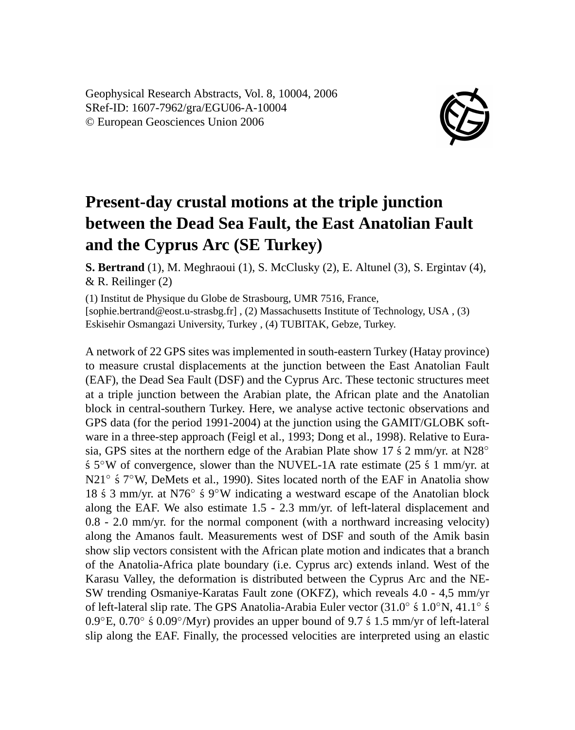Geophysical Research Abstracts, Vol. 8, 10004, 2006
SRef-ID: 1607-7962/gra/EGU06-A-10004
© European Geosciences Union 2006

# Present-day crustal motions at the triple junction between the Dead Sea Fault, the East Anatolian Fault and the Cyprus Arc (SE Turkey)

**S. Bertrand** (1), M. Meghraoui (1), S. McClusky (2), E. Altunel (3), S. Ergintav (4), & R. Reilinger (2)

(1) Institut de Physique du Globe de Strasbourg, UMR 7516, France, [sophie.bertrand@eost.u-strasbg.fr] , (2) Massachusetts Institute of Technology, USA , (3) Eskisehir Osmangazi University, Turkey , (4) TUBITAK, Gebze, Turkey.

A network of 22 GPS sites was implemented in south-eastern Turkey (Hatay province) to measure crustal displacements at the junction between the East Anatolian Fault (EAF), the Dead Sea Fault (DSF) and the Cyprus Arc. These tectonic structures meet at a triple junction between the Arabian plate, the African plate and the Anatolian block in central-southern Turkey. Here, we analyse active tectonic observations and GPS data (for the period 1991-2004) at the junction using the GAMIT/GLOBK software in a three-step approach (Feigl et al., 1993; Dong et al., 1998). Relative to Eurasia, GPS sites at the northern edge of the Arabian Plate show 17 ś 2 mm/yr. at N28° ś 5°W of convergence, slower than the NUVEL-1A rate estimate (25 ś 1 mm/yr. at N21° ś 7°W, DeMets et al., 1990). Sites located north of the EAF in Anatolia show 18 ś 3 mm/yr. at N76° ś 9°W indicating a westward escape of the Anatolian block along the EAF. We also estimate 1.5 - 2.3 mm/yr. of left-lateral displacement and 0.8 - 2.0 mm/yr. for the normal component (with a northward increasing velocity) along the Amanos fault. Measurements west of DSF and south of the Amik basin show slip vectors consistent with the African plate motion and indicates that a branch of the Anatolia-Africa plate boundary (i.e. Cyprus arc) extends inland. West of the Karasu Valley, the deformation is distributed between the Cyprus Arc and the NE-SW trending Osmaniye-Karatas Fault zone (OKFZ), which reveals 4.0 - 4,5 mm/yr of left-lateral slip rate. The GPS Anatolia-Arabia Euler vector (31.0° ś 1.0°N, 41.1° ś 0.9°E, 0.70° ś 0.09°/Myr) provides an upper bound of 9.7 ś 1.5 mm/yr of left-lateral slip along the EAF. Finally, the processed velocities are interpreted using an elastic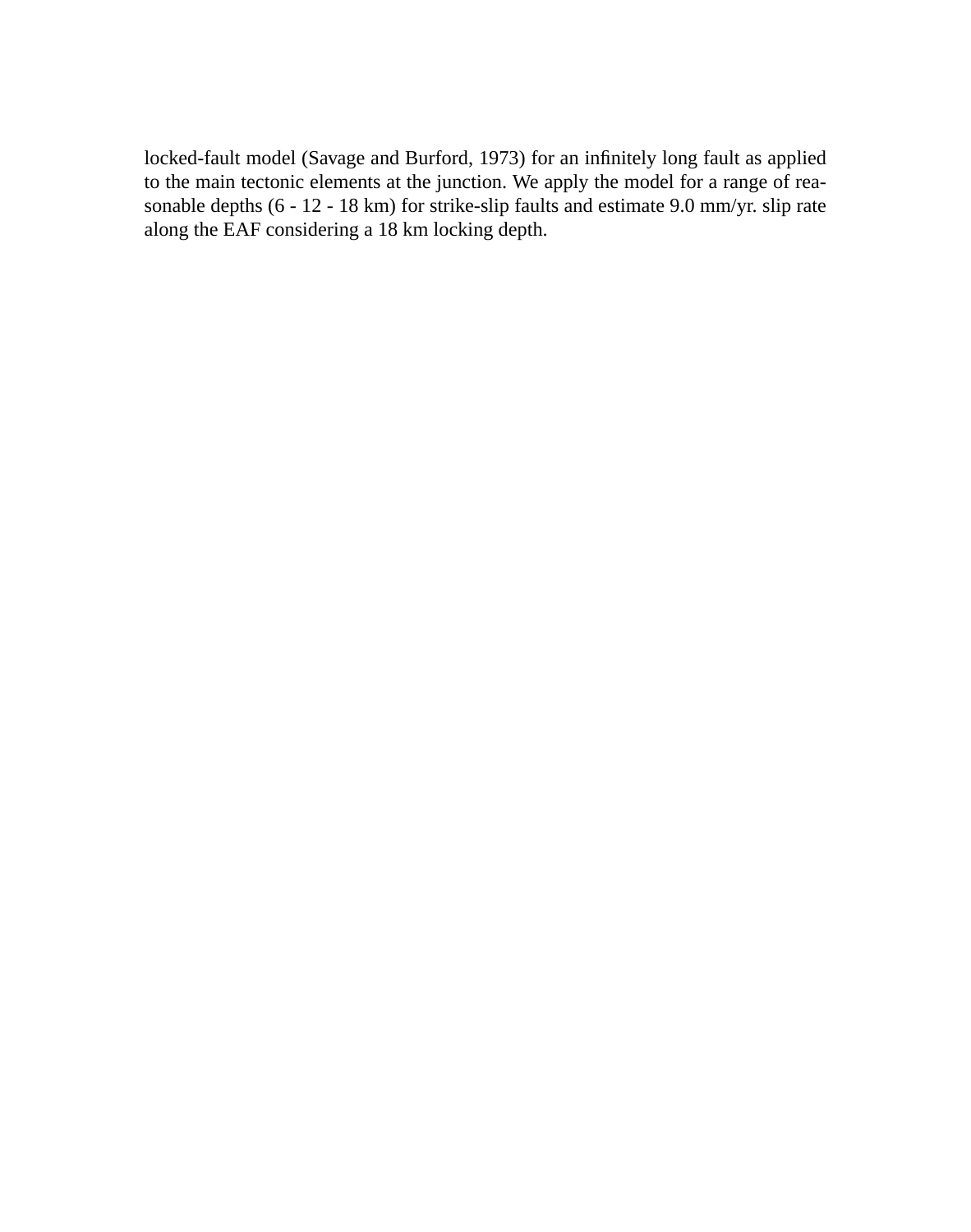locked-fault model (Savage and Burford, 1973) for an infinitely long fault as applied to the main tectonic elements at the junction. We apply the model for a range of reasonable depths (6 - 12 - 18 km) for strike-slip faults and estimate 9.0 mm/yr. slip rate along the EAF considering a 18 km locking depth.